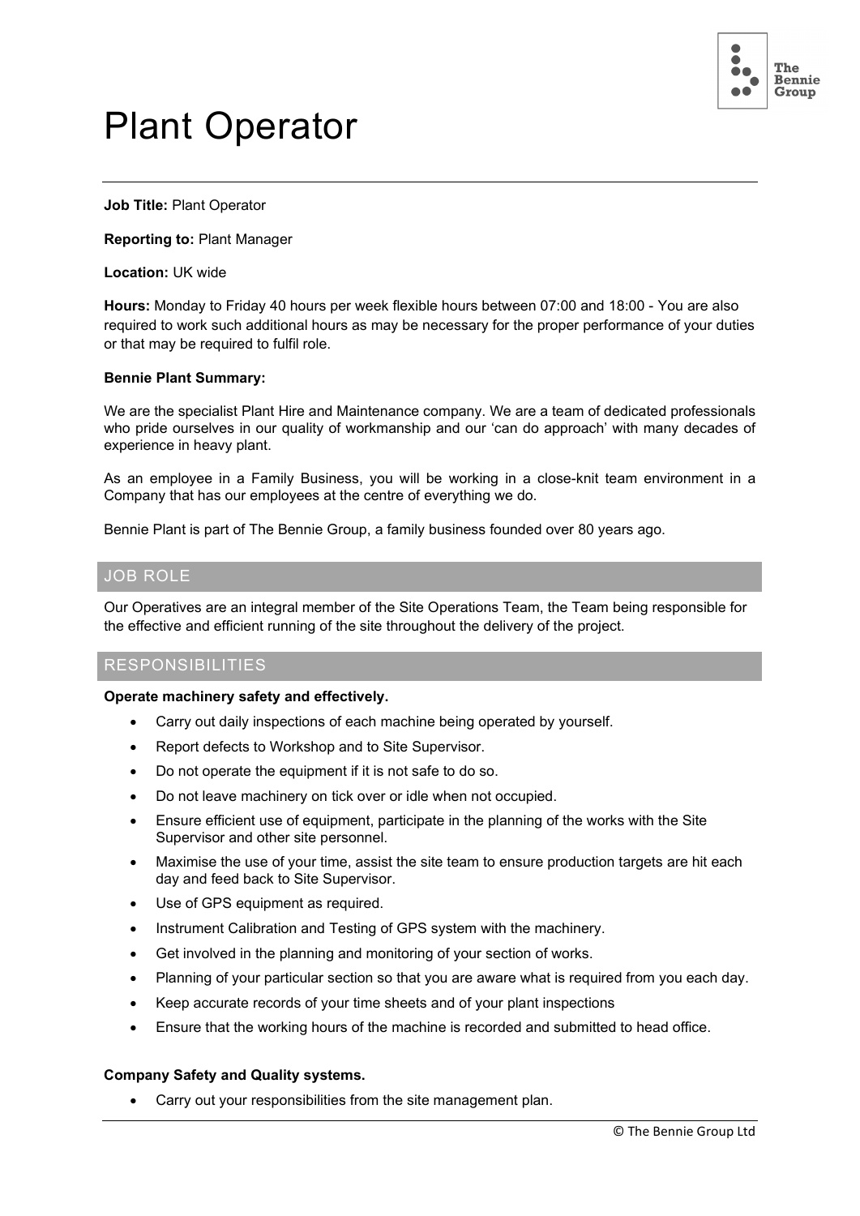# Plant Operator

**Job Title:** Plant Operator

**Reporting to:** Plant Manager

**Location:** UK wide

**Hours:** Monday to Friday 40 hours per week flexible hours between 07:00 and 18:00 - You are also required to work such additional hours as may be necessary for the proper performance of your duties or that may be required to fulfil role.

**Bennie Plant Summary:**

We are the specialist Plant Hire and Maintenance company. We are a team of dedicated professionals who pride ourselves in our quality of workmanship and our 'can do approach' with many decades of experience in heavy plant.

As an employee in a Family Business, you will be working in a close-knit team environment in a Company that has our employees at the centre of everything we do.

Bennie Plant is part of The Bennie Group, a family business founded over 80 years ago.

## JOB ROLE

Our Operatives are an integral member of the Site Operations Team, the Team being responsible for the effective and efficient running of the site throughout the delivery of the project.

## RESPONSIBILITIES

**Operate machinery safety and effectively.**

- Carry out daily inspections of each machine being operated by yourself.
- Report defects to Workshop and to Site Supervisor.
- Do not operate the equipment if it is not safe to do so.
- Do not leave machinery on tick over or idle when not occupied.
- Ensure efficient use of equipment, participate in the planning of the works with the Site Supervisor and other site personnel.
- Maximise the use of your time, assist the site team to ensure production targets are hit each day and feed back to Site Supervisor.
- Use of GPS equipment as required.
- Instrument Calibration and Testing of GPS system with the machinery.
- Get involved in the planning and monitoring of your section of works.
- Planning of your particular section so that you are aware what is required from you each day.
- Keep accurate records of your time sheets and of your plant inspections
- Ensure that the working hours of the machine is recorded and submitted to head office.

**Company Safety and Quality systems.**

- Carry out your responsibilities from the site management plan.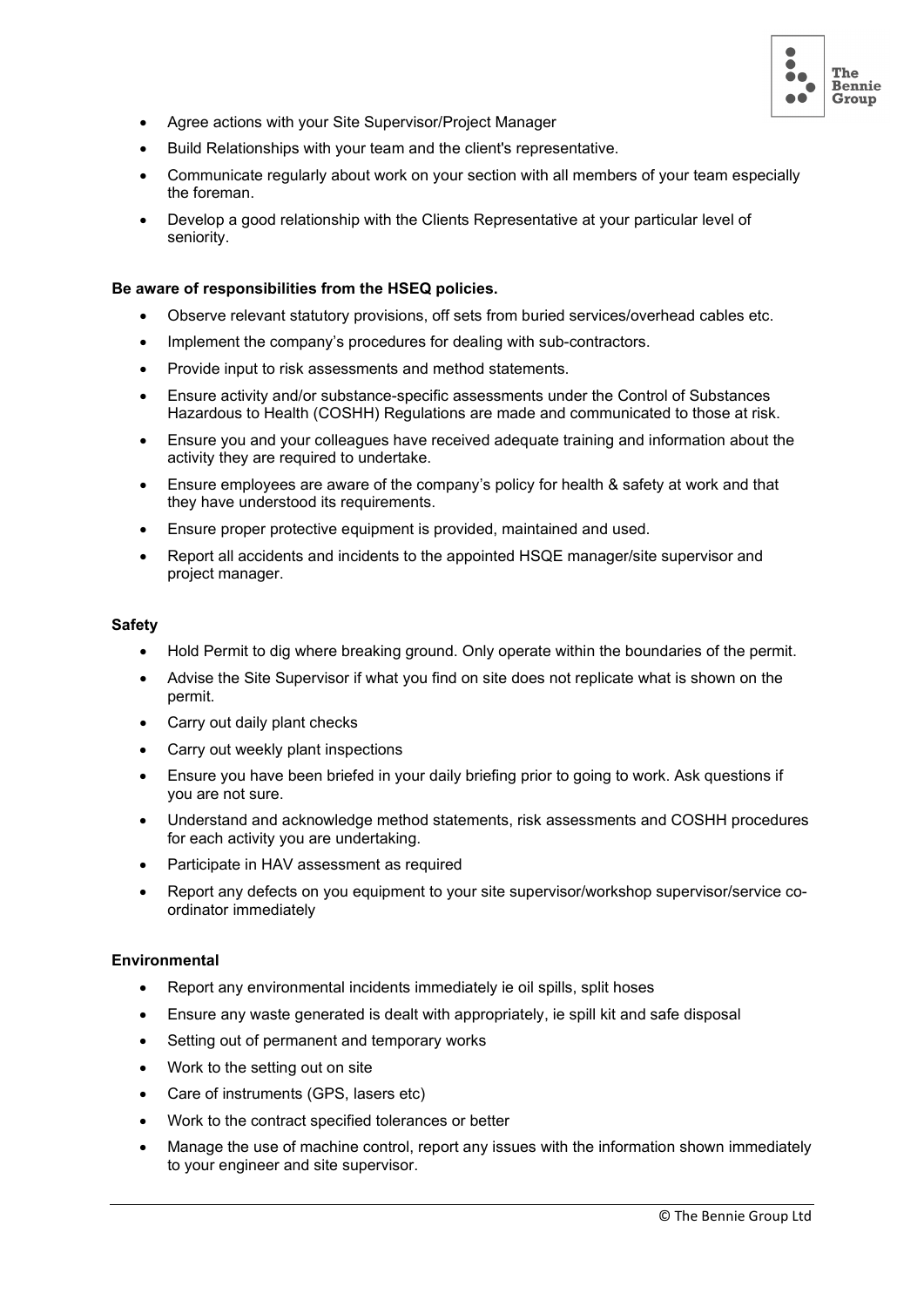- Agree actions with your Site Supervisor/Project Manager
- Build Relationships with your team and the client's representative.
- Communicate regularly about work on your section with all members of your team especially the foreman.
- Develop a good relationship with the Clients Representative at your particular level of seniority.

**Be aware of responsibilities from the HSEQ policies.**

- Observe relevant statutory provisions, off sets from buried services/overhead cables etc.
- Implement the company's procedures for dealing with sub-contractors.
- Provide input to risk assessments and method statements.
- Ensure activity and/or substance-specific assessments under the Control of Substances Hazardous to Health (COSHH) Regulations are made and communicated to those at risk.
- Ensure you and your colleagues have received adequate training and information about the activity they are required to undertake.
- Ensure employees are aware of the company's policy for health & safety at work and that they have understood its requirements.
- Ensure proper protective equipment is provided, maintained and used.
- Report all accidents and incidents to the appointed HSQE manager/site supervisor and project manager.

**Safety**

- Hold Permit to dig where breaking ground. Only operate within the boundaries of the permit.
- Advise the Site Supervisor if what you find on site does not replicate what is shown on the permit.
- Carry out daily plant checks
- Carry out weekly plant inspections
- Ensure you have been briefed in your daily briefing prior to going to work. Ask questions if you are not sure.
- Understand and acknowledge method statements, risk assessments and COSHH procedures for each activity you are undertaking.
- Participate in HAV assessment as required
- Report any defects on you equipment to your site supervisor/workshop supervisor/service co-ordinator immediately

**Environmental**

- Report any environmental incidents immediately ie oil spills, split hoses
- Ensure any waste generated is dealt with appropriately, ie spill kit and safe disposal
- Setting out of permanent and temporary works
- Work to the setting out on site
- Care of instruments (GPS, lasers etc)
- Work to the contract specified tolerances or better
- Manage the use of machine control, report any issues with the information shown immediately to your engineer and site supervisor.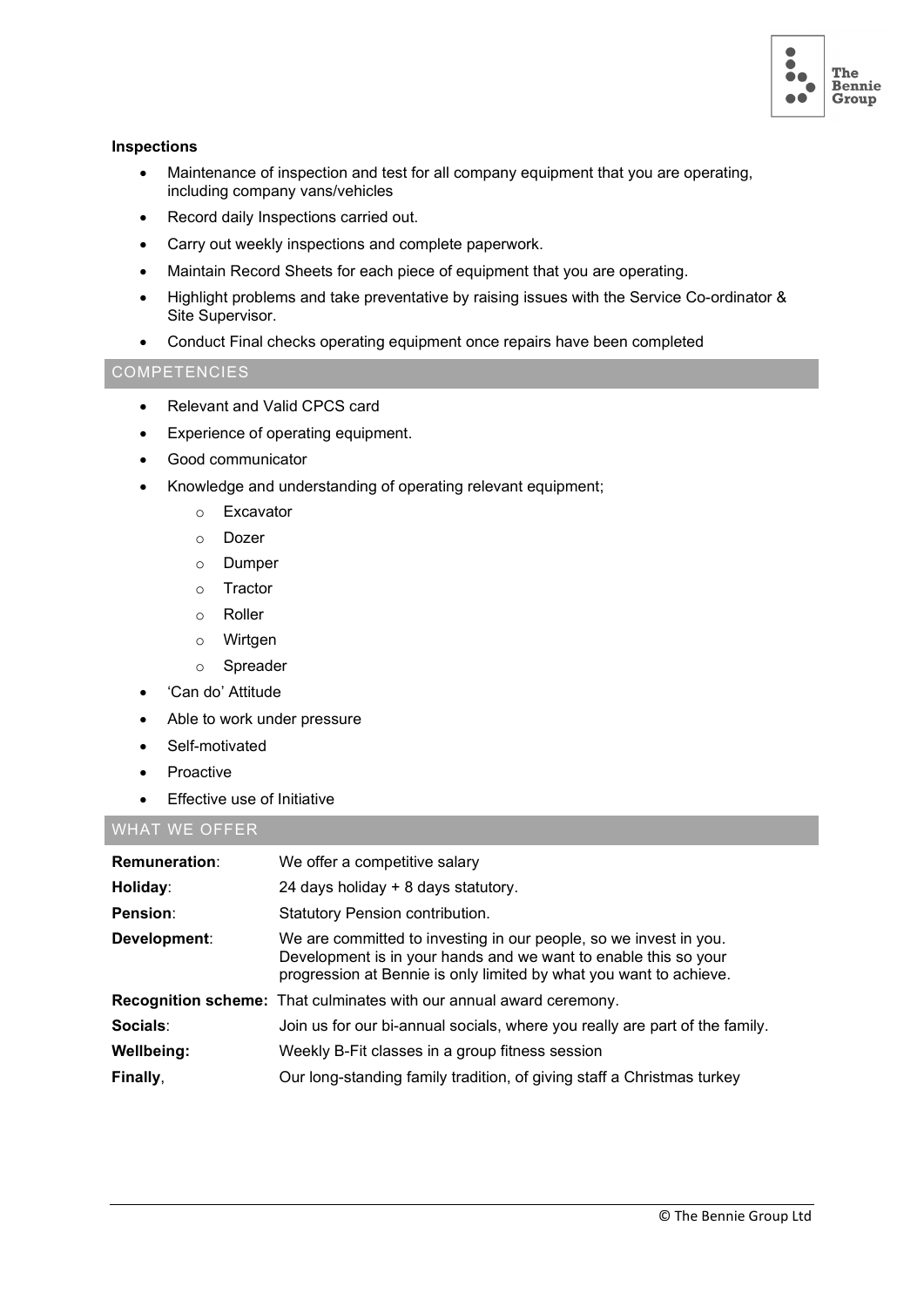**Inspections**

- Maintenance of inspection and test for all company equipment that you are operating, including company vans/vehicles
- Record daily Inspections carried out.
- Carry out weekly inspections and complete paperwork.
- Maintain Record Sheets for each piece of equipment that you are operating.
- Highlight problems and take preventative by raising issues with the Service Co-ordinator & Site Supervisor.
- Conduct Final checks operating equipment once repairs have been completed

## COMPETENCIES

- Relevant and Valid CPCS card
- Experience of operating equipment.
- Good communicator
- Knowledge and understanding of operating relevant equipment;
    - Excavator
    - Dozer
    - Dumper
    - Tractor
    - Roller
    - Wirtgen
    - Spreader
- 'Can do' Attitude
- Able to work under pressure
- Self-motivated
- Proactive
- Effective use of Initiative

## WHAT WE OFFER

| | |
|---|---|
| **Remuneration**: | We offer a competitive salary |
| **Holiday**: | 24 days holiday + 8 days statutory. |
| **Pension**: | Statutory Pension contribution. |
| **Development**: | We are committed to investing in our people, so we invest in you. Development is in your hands and we want to enable this so your progression at Bennie is only limited by what you want to achieve. |
| **Recognition scheme:** | That culminates with our annual award ceremony. |
| **Socials**: | Join us for our bi-annual socials, where you really are part of the family. |
| **Wellbeing:** | Weekly B-Fit classes in a group fitness session |
| **Finally**, | Our long-standing family tradition, of giving staff a Christmas turkey |

© The Bennie Group Ltd